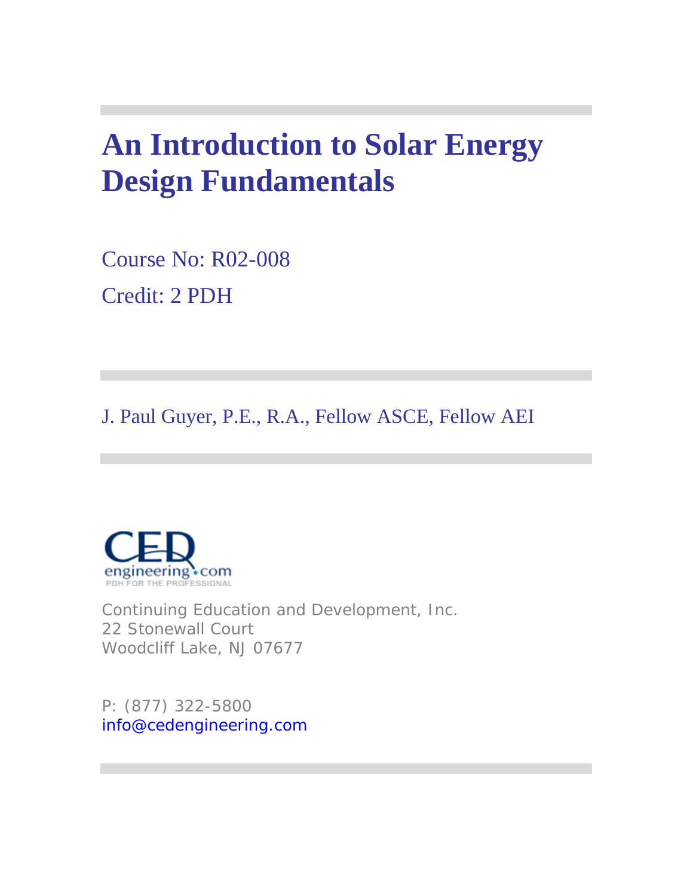# An Introduction to Solar Energy Design Fundamentals

Course No: R02-008
Credit: 2 PDH

J. Paul Guyer, P.E., R.A., Fellow ASCE, Fellow AEI

Continuing Education and Development, Inc.
22 Stonewall Court
Woodcliff Lake, NJ 07677

P: (877) 322-5800
info@cedengineering.com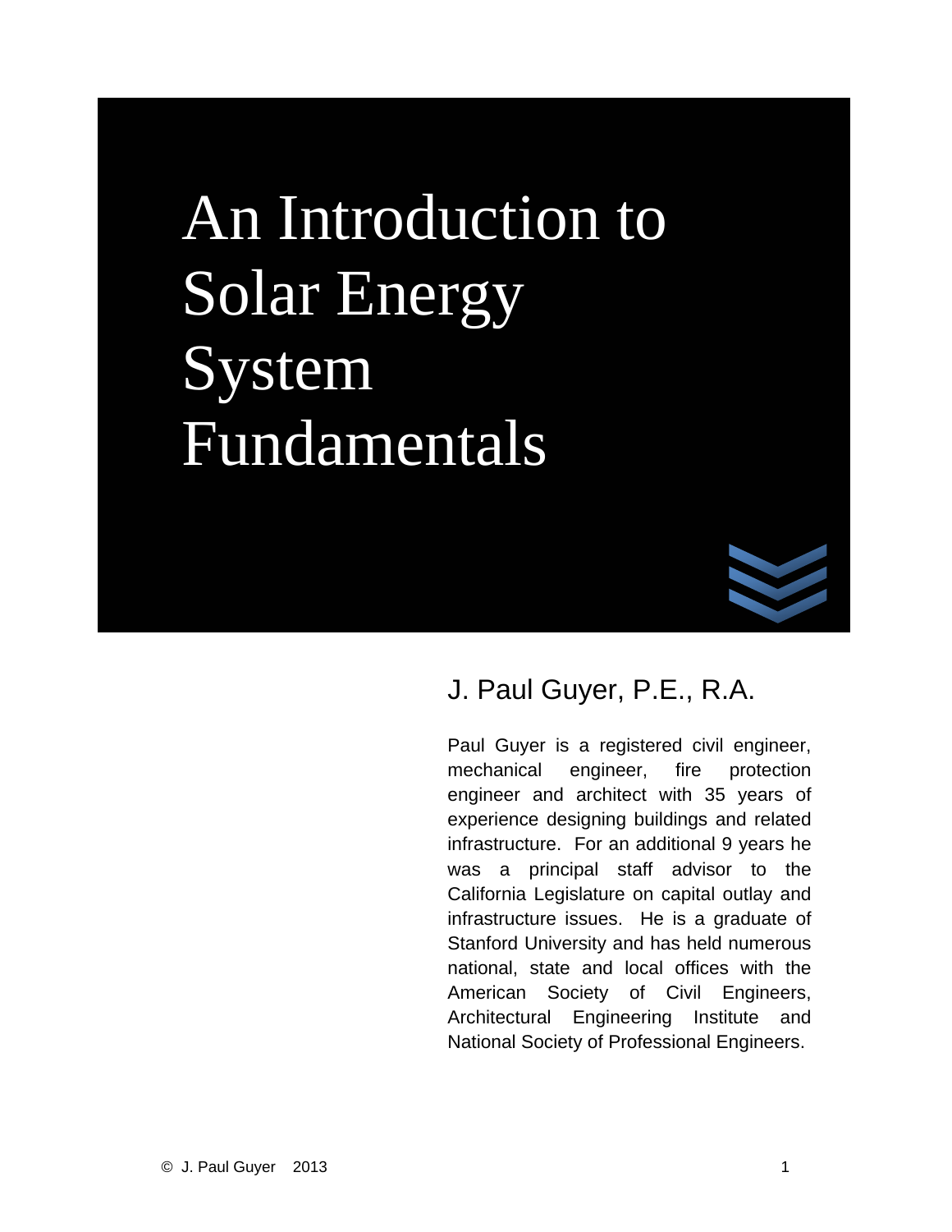# An Introduction to Solar Energy System Fundamentals

J. Paul Guyer, P.E., R.A.

Paul Guyer is a registered civil engineer, mechanical engineer, fire protection engineer and architect with 35 years of experience designing buildings and related infrastructure. For an additional 9 years he was a principal staff advisor to the California Legislature on capital outlay and infrastructure issues. He is a graduate of Stanford University and has held numerous national, state and local offices with the American Society of Civil Engineers, Architectural Engineering Institute and National Society of Professional Engineers.

© J. Paul Guyer 2013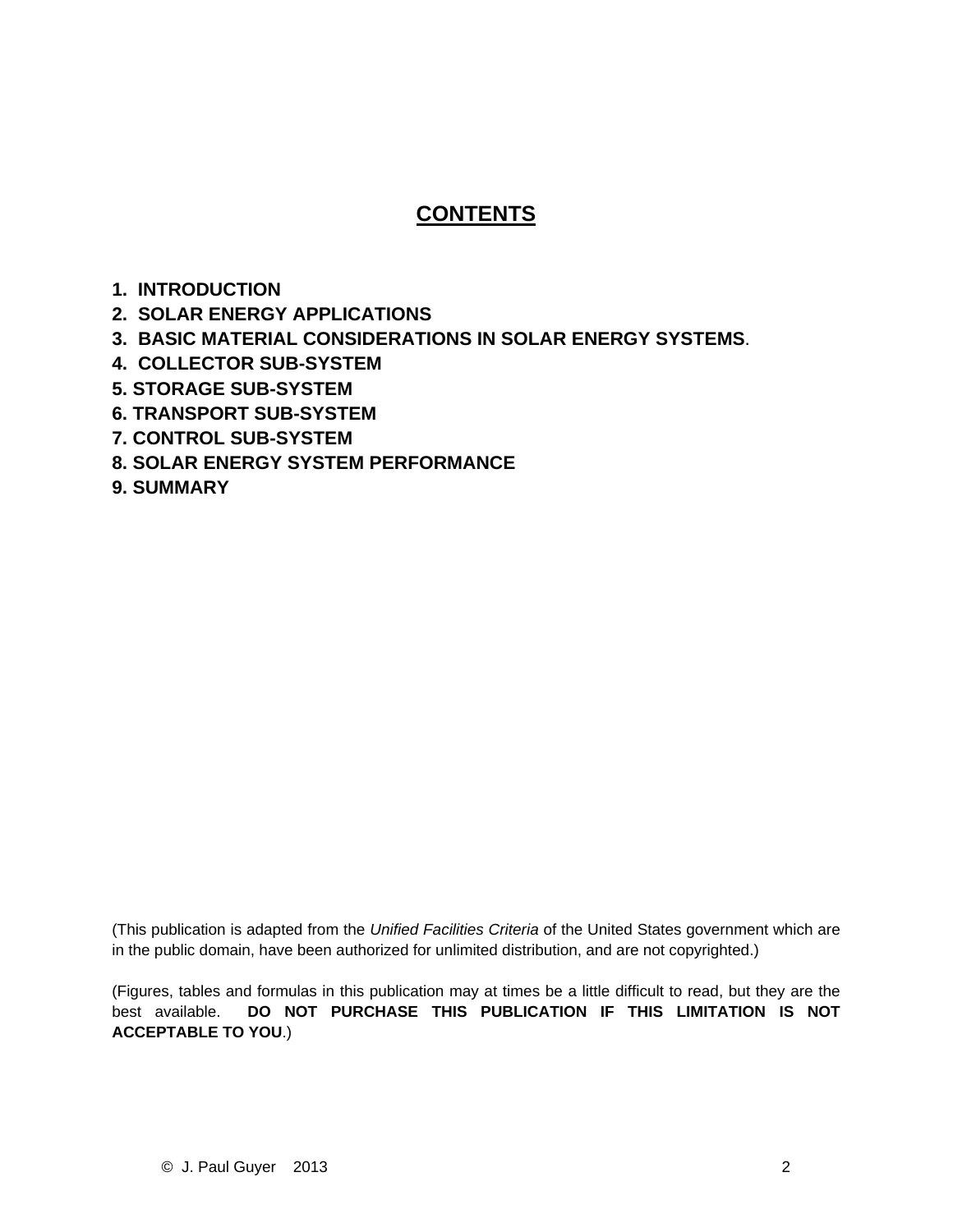# CONTENTS

1. INTRODUCTION
2. SOLAR ENERGY APPLICATIONS
3. BASIC MATERIAL CONSIDERATIONS IN SOLAR ENERGY SYSTEMS.
4. COLLECTOR SUB-SYSTEM
5. STORAGE SUB-SYSTEM
6. TRANSPORT SUB-SYSTEM
7. CONTROL SUB-SYSTEM
8. SOLAR ENERGY SYSTEM PERFORMANCE
9. SUMMARY

(This publication is adapted from the *Unified Facilities Criteria* of the United States government which are in the public domain, have been authorized for unlimited distribution, and are not copyrighted.)

(Figures, tables and formulas in this publication may at times be a little difficult to read, but they are the best available. **DO NOT PURCHASE THIS PUBLICATION IF THIS LIMITATION IS NOT ACCEPTABLE TO YOU**.)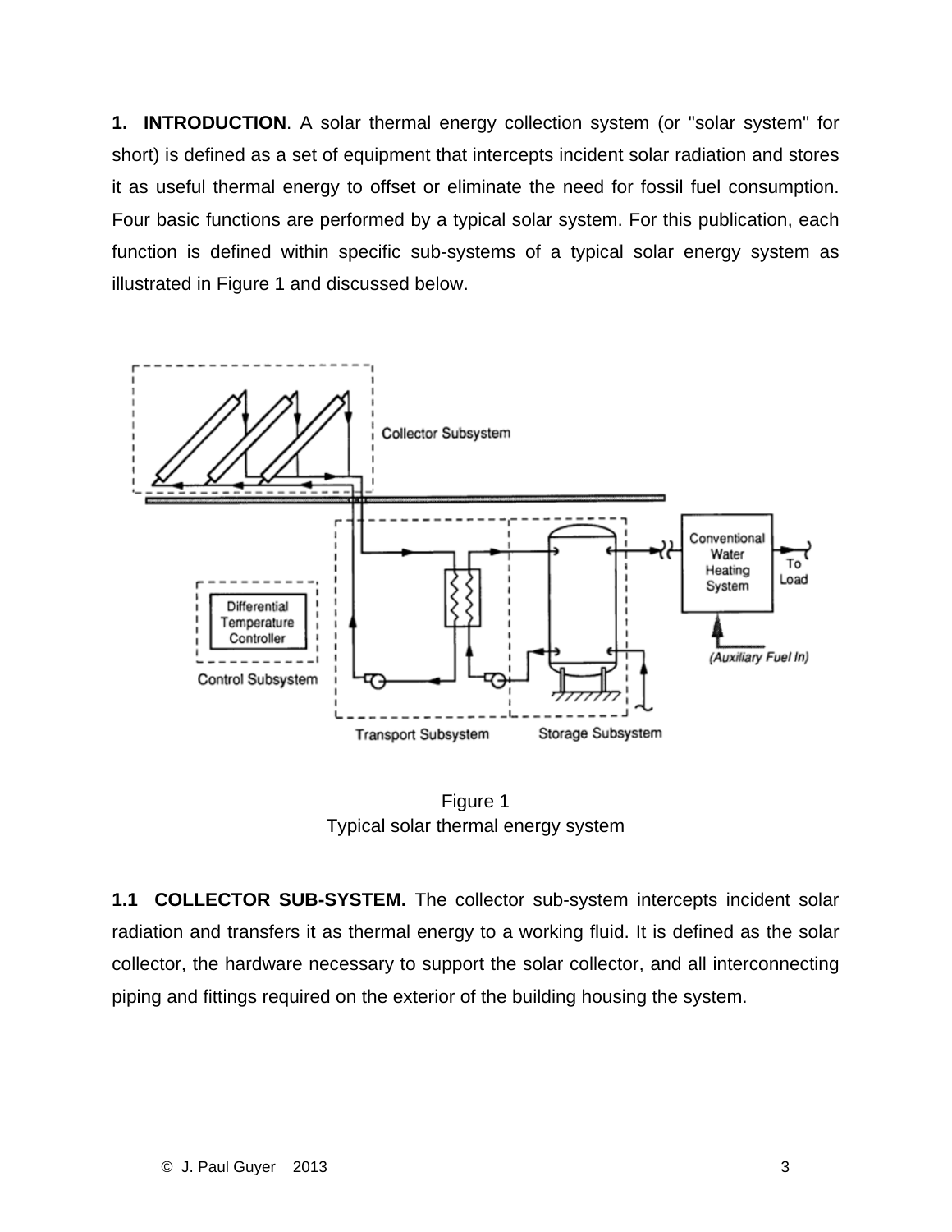**1. INTRODUCTION**. A solar thermal energy collection system (or "solar system" for short) is defined as a set of equipment that intercepts incident solar radiation and stores it as useful thermal energy to offset or eliminate the need for fossil fuel consumption. Four basic functions are performed by a typical solar system. For this publication, each function is defined within specific sub-systems of a typical solar energy system as illustrated in Figure 1 and discussed below.

Figure 1
Typical solar thermal energy system

**1.1 COLLECTOR SUB-SYSTEM.** The collector sub-system intercepts incident solar radiation and transfers it as thermal energy to a working fluid. It is defined as the solar collector, the hardware necessary to support the solar collector, and all interconnecting piping and fittings required on the exterior of the building housing the system.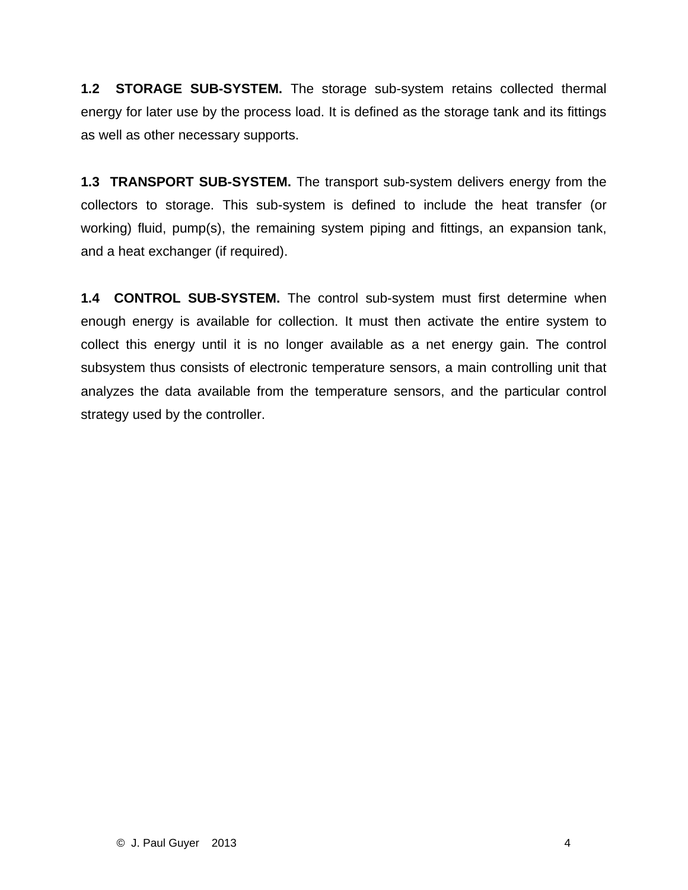**1.2 STORAGE SUB-SYSTEM.** The storage sub-system retains collected thermal energy for later use by the process load. It is defined as the storage tank and its fittings as well as other necessary supports.

**1.3 TRANSPORT SUB-SYSTEM.** The transport sub-system delivers energy from the collectors to storage. This sub-system is defined to include the heat transfer (or working) fluid, pump(s), the remaining system piping and fittings, an expansion tank, and a heat exchanger (if required).

**1.4 CONTROL SUB-SYSTEM.** The control sub-system must first determine when enough energy is available for collection. It must then activate the entire system to collect this energy until it is no longer available as a net energy gain. The control subsystem thus consists of electronic temperature sensors, a main controlling unit that analyzes the data available from the temperature sensors, and the particular control strategy used by the controller.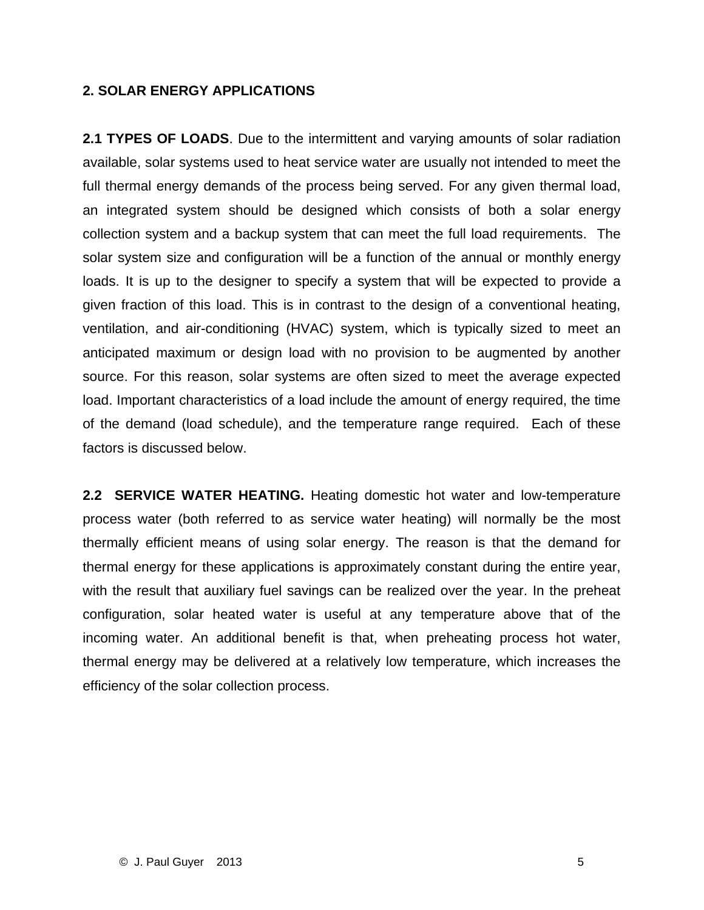## 2. SOLAR ENERGY APPLICATIONS

**2.1 TYPES OF LOADS**. Due to the intermittent and varying amounts of solar radiation available, solar systems used to heat service water are usually not intended to meet the full thermal energy demands of the process being served. For any given thermal load, an integrated system should be designed which consists of both a solar energy collection system and a backup system that can meet the full load requirements. The solar system size and configuration will be a function of the annual or monthly energy loads. It is up to the designer to specify a system that will be expected to provide a given fraction of this load. This is in contrast to the design of a conventional heating, ventilation, and air-conditioning (HVAC) system, which is typically sized to meet an anticipated maximum or design load with no provision to be augmented by another source. For this reason, solar systems are often sized to meet the average expected load. Important characteristics of a load include the amount of energy required, the time of the demand (load schedule), and the temperature range required. Each of these factors is discussed below.

**2.2 SERVICE WATER HEATING.** Heating domestic hot water and low-temperature process water (both referred to as service water heating) will normally be the most thermally efficient means of using solar energy. The reason is that the demand for thermal energy for these applications is approximately constant during the entire year, with the result that auxiliary fuel savings can be realized over the year. In the preheat configuration, solar heated water is useful at any temperature above that of the incoming water. An additional benefit is that, when preheating process hot water, thermal energy may be delivered at a relatively low temperature, which increases the efficiency of the solar collection process.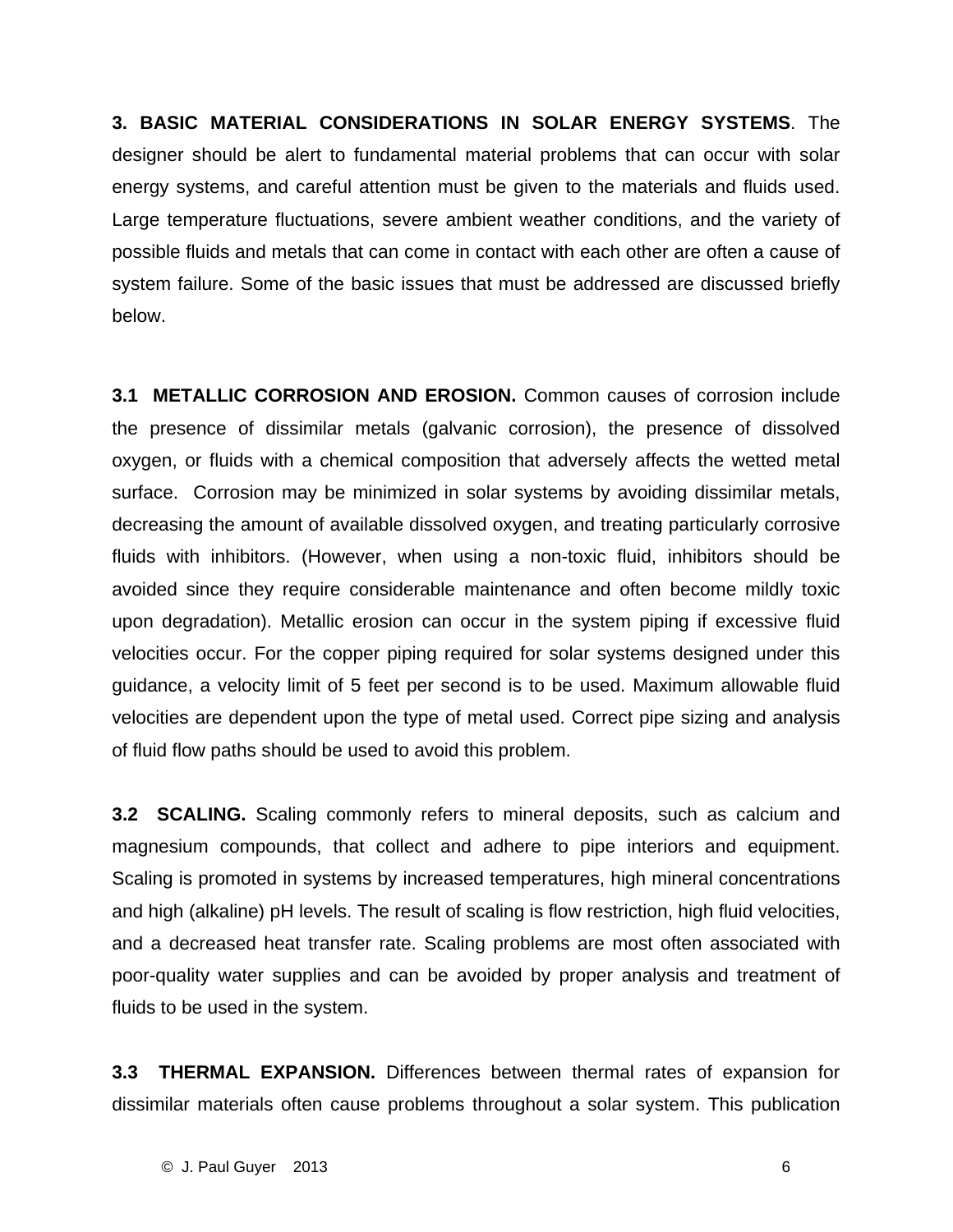**3. BASIC MATERIAL CONSIDERATIONS IN SOLAR ENERGY SYSTEMS**. The designer should be alert to fundamental material problems that can occur with solar energy systems, and careful attention must be given to the materials and fluids used. Large temperature fluctuations, severe ambient weather conditions, and the variety of possible fluids and metals that can come in contact with each other are often a cause of system failure. Some of the basic issues that must be addressed are discussed briefly below.

**3.1 METALLIC CORROSION AND EROSION.** Common causes of corrosion include the presence of dissimilar metals (galvanic corrosion), the presence of dissolved oxygen, or fluids with a chemical composition that adversely affects the wetted metal surface. Corrosion may be minimized in solar systems by avoiding dissimilar metals, decreasing the amount of available dissolved oxygen, and treating particularly corrosive fluids with inhibitors. (However, when using a non-toxic fluid, inhibitors should be avoided since they require considerable maintenance and often become mildly toxic upon degradation). Metallic erosion can occur in the system piping if excessive fluid velocities occur. For the copper piping required for solar systems designed under this guidance, a velocity limit of 5 feet per second is to be used. Maximum allowable fluid velocities are dependent upon the type of metal used. Correct pipe sizing and analysis of fluid flow paths should be used to avoid this problem.

**3.2 SCALING.** Scaling commonly refers to mineral deposits, such as calcium and magnesium compounds, that collect and adhere to pipe interiors and equipment. Scaling is promoted in systems by increased temperatures, high mineral concentrations and high (alkaline) pH levels. The result of scaling is flow restriction, high fluid velocities, and a decreased heat transfer rate. Scaling problems are most often associated with poor-quality water supplies and can be avoided by proper analysis and treatment of fluids to be used in the system.

**3.3 THERMAL EXPANSION.** Differences between thermal rates of expansion for dissimilar materials often cause problems throughout a solar system. This publication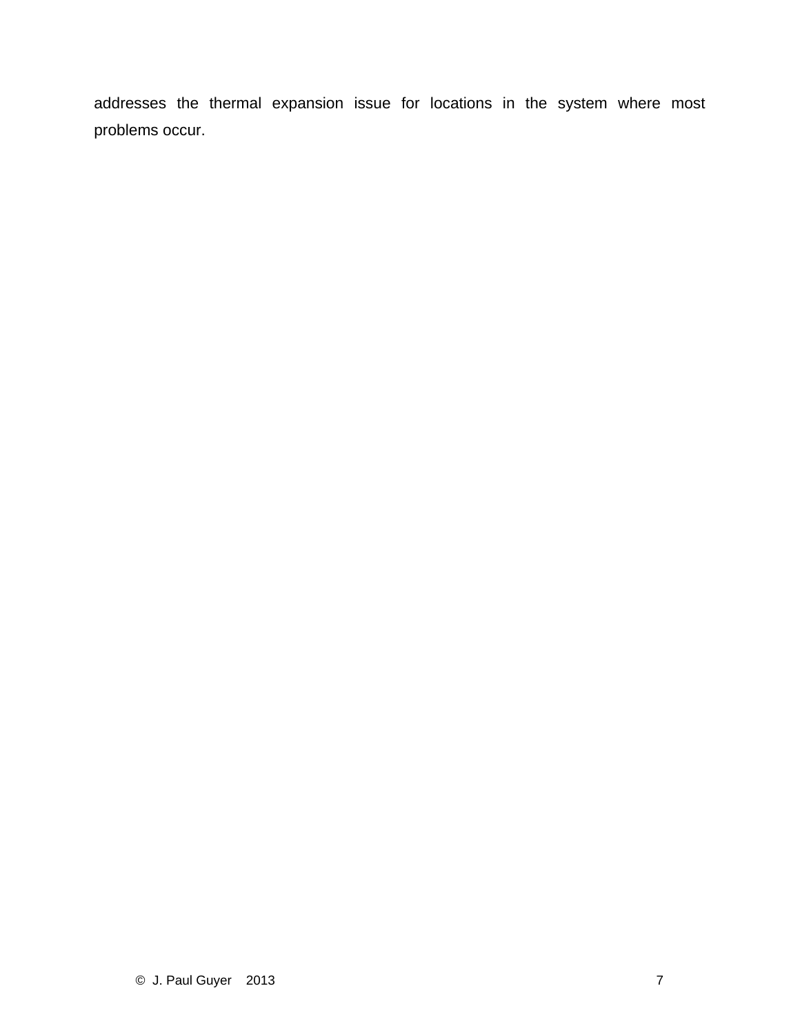addresses the thermal expansion issue for locations in the system where most problems occur.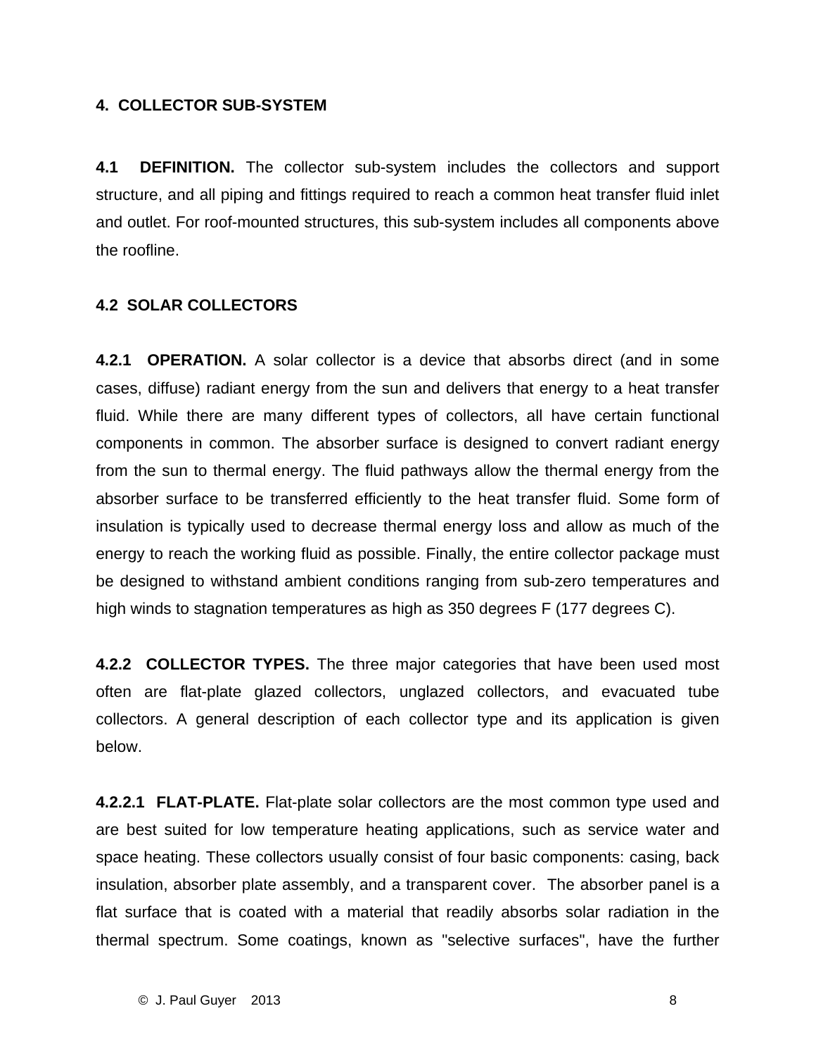# 4. COLLECTOR SUB-SYSTEM

**4.1 DEFINITION.** The collector sub-system includes the collectors and support structure, and all piping and fittings required to reach a common heat transfer fluid inlet and outlet. For roof-mounted structures, this sub-system includes all components above the roofline.

## 4.2 SOLAR COLLECTORS

**4.2.1 OPERATION.** A solar collector is a device that absorbs direct (and in some cases, diffuse) radiant energy from the sun and delivers that energy to a heat transfer fluid. While there are many different types of collectors, all have certain functional components in common. The absorber surface is designed to convert radiant energy from the sun to thermal energy. The fluid pathways allow the thermal energy from the absorber surface to be transferred efficiently to the heat transfer fluid. Some form of insulation is typically used to decrease thermal energy loss and allow as much of the energy to reach the working fluid as possible. Finally, the entire collector package must be designed to withstand ambient conditions ranging from sub-zero temperatures and high winds to stagnation temperatures as high as 350 degrees F (177 degrees C).

**4.2.2 COLLECTOR TYPES.** The three major categories that have been used most often are flat-plate glazed collectors, unglazed collectors, and evacuated tube collectors. A general description of each collector type and its application is given below.

**4.2.2.1 FLAT-PLATE.** Flat-plate solar collectors are the most common type used and are best suited for low temperature heating applications, such as service water and space heating. These collectors usually consist of four basic components: casing, back insulation, absorber plate assembly, and a transparent cover. The absorber panel is a flat surface that is coated with a material that readily absorbs solar radiation in the thermal spectrum. Some coatings, known as "selective surfaces", have the further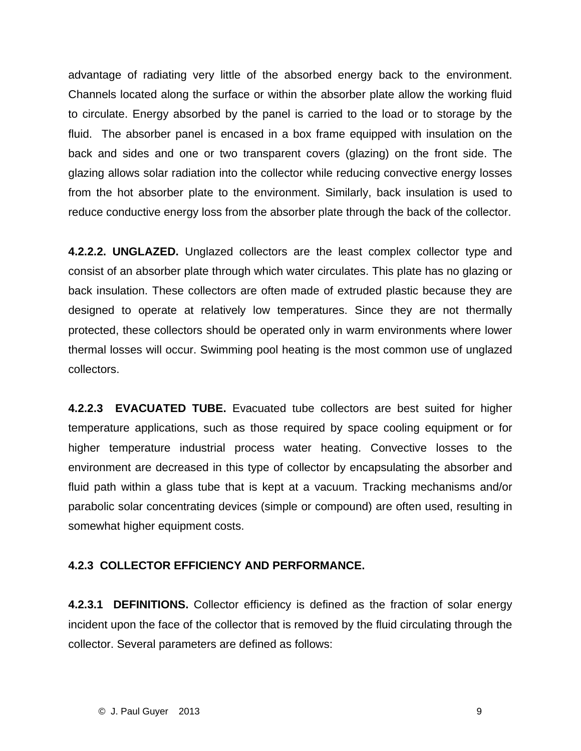advantage of radiating very little of the absorbed energy back to the environment. Channels located along the surface or within the absorber plate allow the working fluid to circulate. Energy absorbed by the panel is carried to the load or to storage by the fluid. The absorber panel is encased in a box frame equipped with insulation on the back and sides and one or two transparent covers (glazing) on the front side. The glazing allows solar radiation into the collector while reducing convective energy losses from the hot absorber plate to the environment. Similarly, back insulation is used to reduce conductive energy loss from the absorber plate through the back of the collector.

**4.2.2.2. UNGLAZED.** Unglazed collectors are the least complex collector type and consist of an absorber plate through which water circulates. This plate has no glazing or back insulation. These collectors are often made of extruded plastic because they are designed to operate at relatively low temperatures. Since they are not thermally protected, these collectors should be operated only in warm environments where lower thermal losses will occur. Swimming pool heating is the most common use of unglazed collectors.

**4.2.2.3 EVACUATED TUBE.** Evacuated tube collectors are best suited for higher temperature applications, such as those required by space cooling equipment or for higher temperature industrial process water heating. Convective losses to the environment are decreased in this type of collector by encapsulating the absorber and fluid path within a glass tube that is kept at a vacuum. Tracking mechanisms and/or parabolic solar concentrating devices (simple or compound) are often used, resulting in somewhat higher equipment costs.

**4.2.3 COLLECTOR EFFICIENCY AND PERFORMANCE.**

**4.2.3.1 DEFINITIONS.** Collector efficiency is defined as the fraction of solar energy incident upon the face of the collector that is removed by the fluid circulating through the collector. Several parameters are defined as follows: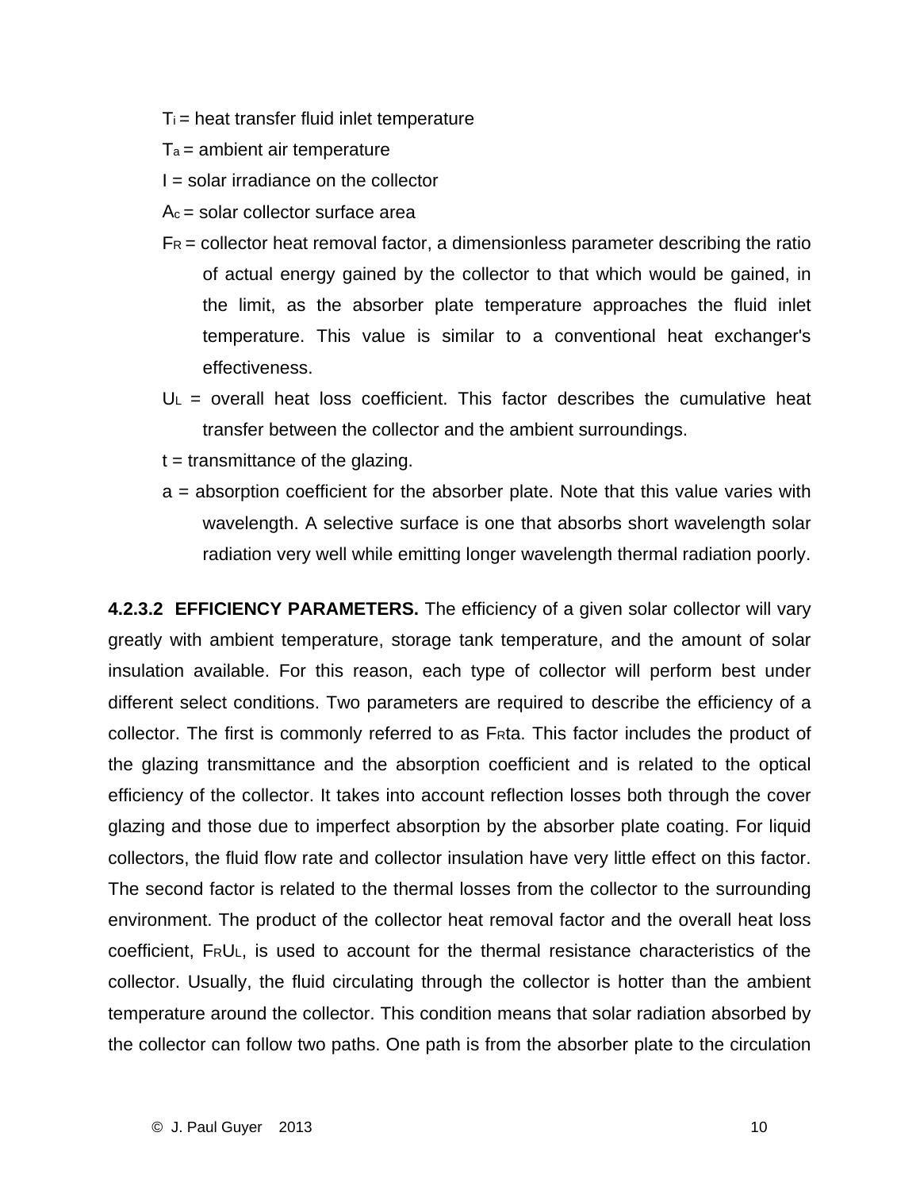$T_i$ = heat transfer fluid inlet temperature

$T_a$ = ambient air temperature

I = solar irradiance on the collector

$A_c$ = solar collector surface area

$F_R$ = collector heat removal factor, a dimensionless parameter describing the ratio of actual energy gained by the collector to that which would be gained, in the limit, as the absorber plate temperature approaches the fluid inlet temperature. This value is similar to a conventional heat exchanger's effectiveness.

$U_L$ = overall heat loss coefficient. This factor describes the cumulative heat transfer between the collector and the ambient surroundings.

t = transmittance of the glazing.

a = absorption coefficient for the absorber plate. Note that this value varies with wavelength. A selective surface is one that absorbs short wavelength solar radiation very well while emitting longer wavelength thermal radiation poorly.

**4.2.3.2 EFFICIENCY PARAMETERS.** The efficiency of a given solar collector will vary greatly with ambient temperature, storage tank temperature, and the amount of solar insulation available. For this reason, each type of collector will perform best under different select conditions. Two parameters are required to describe the efficiency of a collector. The first is commonly referred to as $F_R$ta. This factor includes the product of the glazing transmittance and the absorption coefficient and is related to the optical efficiency of the collector. It takes into account reflection losses both through the cover glazing and those due to imperfect absorption by the absorber plate coating. For liquid collectors, the fluid flow rate and collector insulation have very little effect on this factor. The second factor is related to the thermal losses from the collector to the surrounding environment. The product of the collector heat removal factor and the overall heat loss coefficient, $F_R U_L$, is used to account for the thermal resistance characteristics of the collector. Usually, the fluid circulating through the collector is hotter than the ambient temperature around the collector. This condition means that solar radiation absorbed by the collector can follow two paths. One path is from the absorber plate to the circulation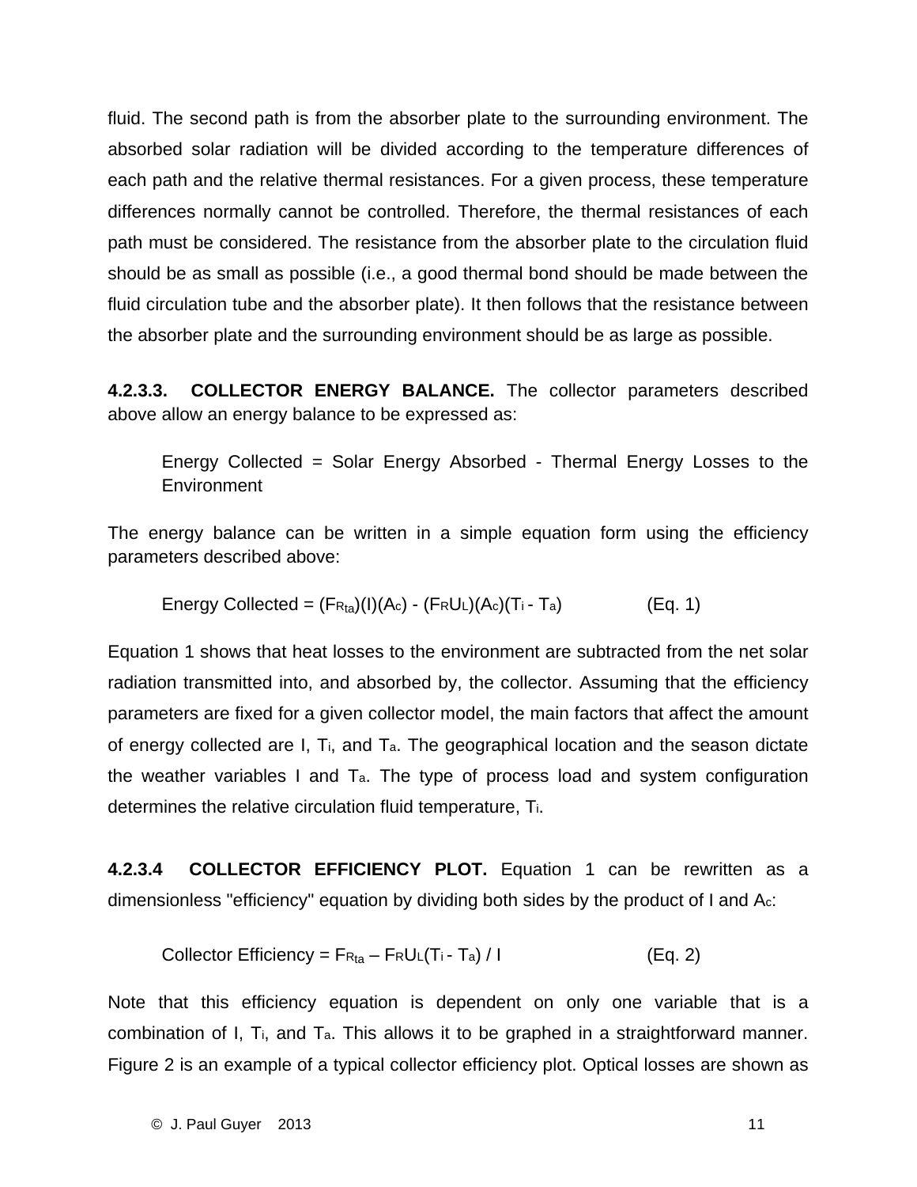fluid. The second path is from the absorber plate to the surrounding environment. The absorbed solar radiation will be divided according to the temperature differences of each path and the relative thermal resistances. For a given process, these temperature differences normally cannot be controlled. Therefore, the thermal resistances of each path must be considered. The resistance from the absorber plate to the circulation fluid should be as small as possible (i.e., a good thermal bond should be made between the fluid circulation tube and the absorber plate). It then follows that the resistance between the absorber plate and the surrounding environment should be as large as possible.

**4.2.3.3. COLLECTOR ENERGY BALANCE.** The collector parameters described above allow an energy balance to be expressed as:

> Energy Collected = Solar Energy Absorbed - Thermal Energy Losses to the Environment

The energy balance can be written in a simple equation form using the efficiency parameters described above:

$$\text{Energy Collected} = (F_{Rta})(I)(A_c) - (F_R U_L)(A_c)(T_i - T_a) \qquad \text{(Eq. 1)}$$

Equation 1 shows that heat losses to the environment are subtracted from the net solar radiation transmitted into, and absorbed by, the collector. Assuming that the efficiency parameters are fixed for a given collector model, the main factors that affect the amount of energy collected are I, $T_i$, and $T_a$. The geographical location and the season dictate the weather variables I and $T_a$. The type of process load and system configuration determines the relative circulation fluid temperature, $T_i$.

**4.2.3.4 COLLECTOR EFFICIENCY PLOT.** Equation 1 can be rewritten as a dimensionless "efficiency" equation by dividing both sides by the product of I and $A_c$:

$$\text{Collector Efficiency} = F_{Rta} - F_R U_L (T_i - T_a) / I \qquad \text{(Eq. 2)}$$

Note that this efficiency equation is dependent on only one variable that is a combination of I, $T_i$, and $T_a$. This allows it to be graphed in a straightforward manner. Figure 2 is an example of a typical collector efficiency plot. Optical losses are shown as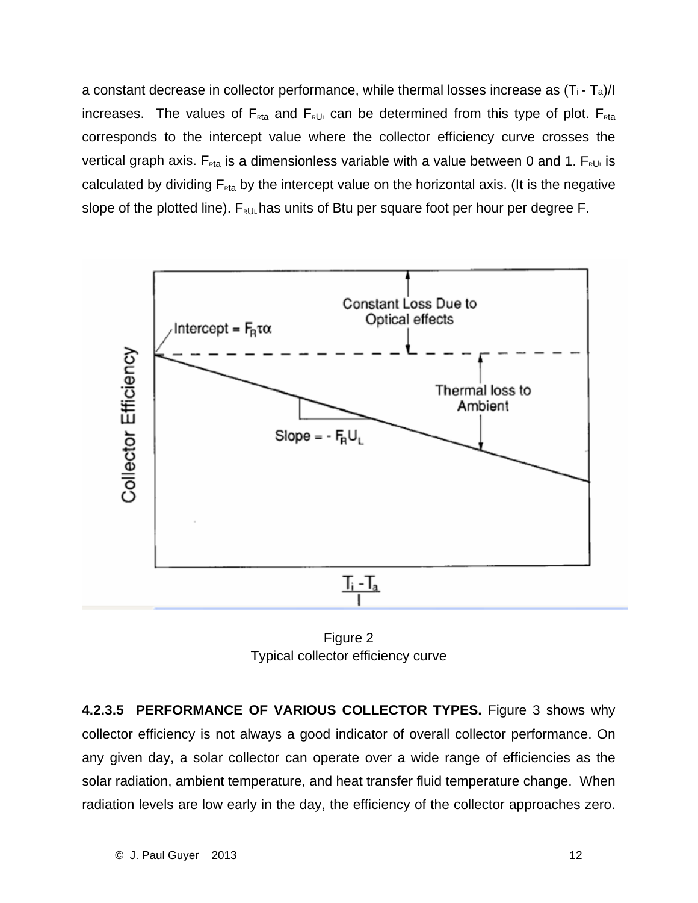a constant decrease in collector performance, while thermal losses increase as $(T_i - T_a)/I$ increases. The values of $F_{Rta}$ and $F_RU_L$ can be determined from this type of plot. $F_{Rta}$ corresponds to the intercept value where the collector efficiency curve crosses the vertical graph axis. $F_{Rta}$ is a dimensionless variable with a value between 0 and 1. $F_RU_L$ is calculated by dividing $F_{Rta}$ by the intercept value on the horizontal axis. (It is the negative slope of the plotted line). $F_RU_L$ has units of Btu per square foot per hour per degree F.

Constant Loss Due to Optical effects

Intercept = $F_R\tau\alpha$

Collector Efficiency

Thermal loss to Ambient

Slope = $-F_RU_L$

$\frac{T_i - T_a}{I}$

Figure 2
Typical collector efficiency curve

**4.2.3.5 PERFORMANCE OF VARIOUS COLLECTOR TYPES.** Figure 3 shows why collector efficiency is not always a good indicator of overall collector performance. On any given day, a solar collector can operate over a wide range of efficiencies as the solar radiation, ambient temperature, and heat transfer fluid temperature change. When radiation levels are low early in the day, the efficiency of the collector approaches zero.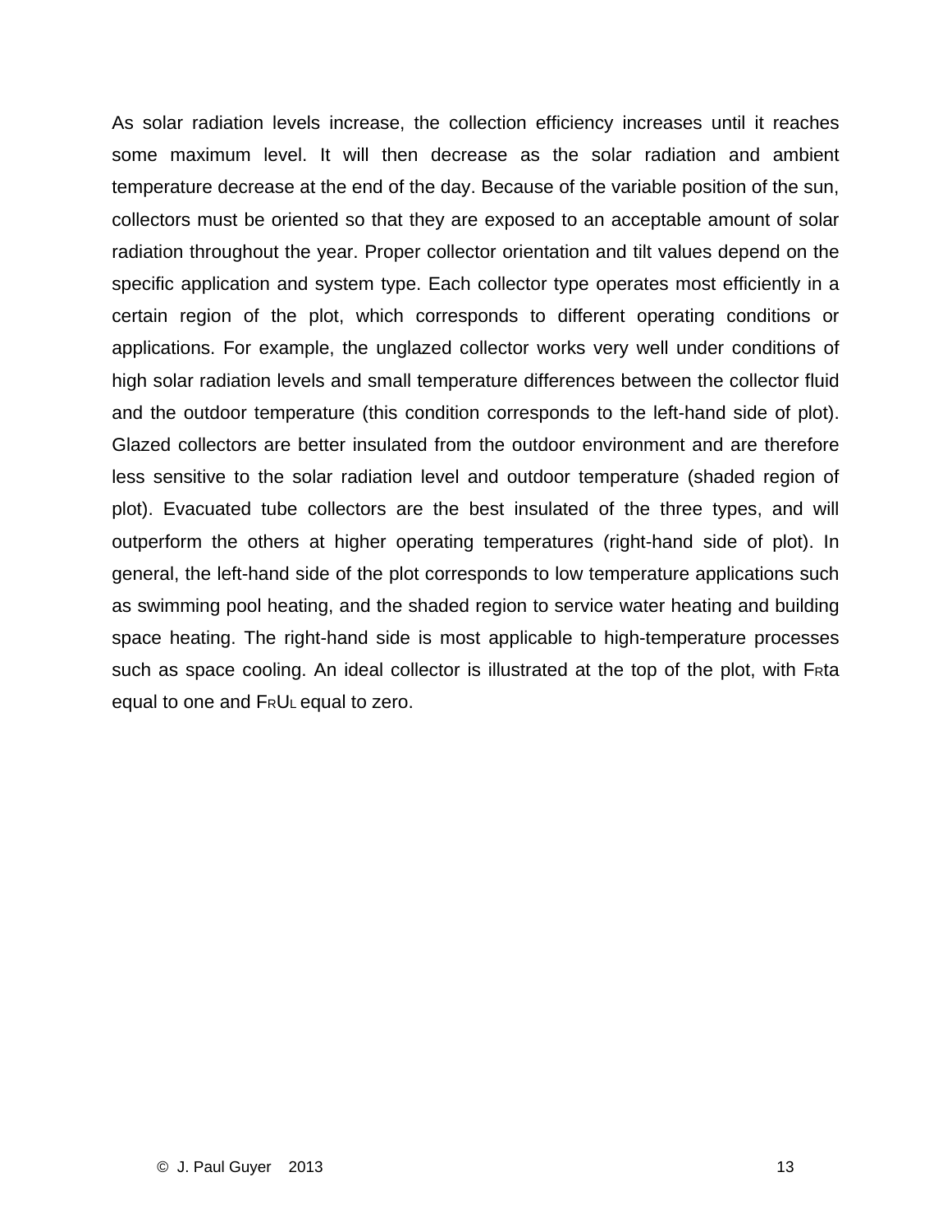As solar radiation levels increase, the collection efficiency increases until it reaches some maximum level. It will then decrease as the solar radiation and ambient temperature decrease at the end of the day. Because of the variable position of the sun, collectors must be oriented so that they are exposed to an acceptable amount of solar radiation throughout the year. Proper collector orientation and tilt values depend on the specific application and system type. Each collector type operates most efficiently in a certain region of the plot, which corresponds to different operating conditions or applications. For example, the unglazed collector works very well under conditions of high solar radiation levels and small temperature differences between the collector fluid and the outdoor temperature (this condition corresponds to the left-hand side of plot). Glazed collectors are better insulated from the outdoor environment and are therefore less sensitive to the solar radiation level and outdoor temperature (shaded region of plot). Evacuated tube collectors are the best insulated of the three types, and will outperform the others at higher operating temperatures (right-hand side of plot). In general, the left-hand side of the plot corresponds to low temperature applications such as swimming pool heating, and the shaded region to service water heating and building space heating. The right-hand side is most applicable to high-temperature processes such as space cooling. An ideal collector is illustrated at the top of the plot, with $F_R$ta equal to one and $F_R U_L$ equal to zero.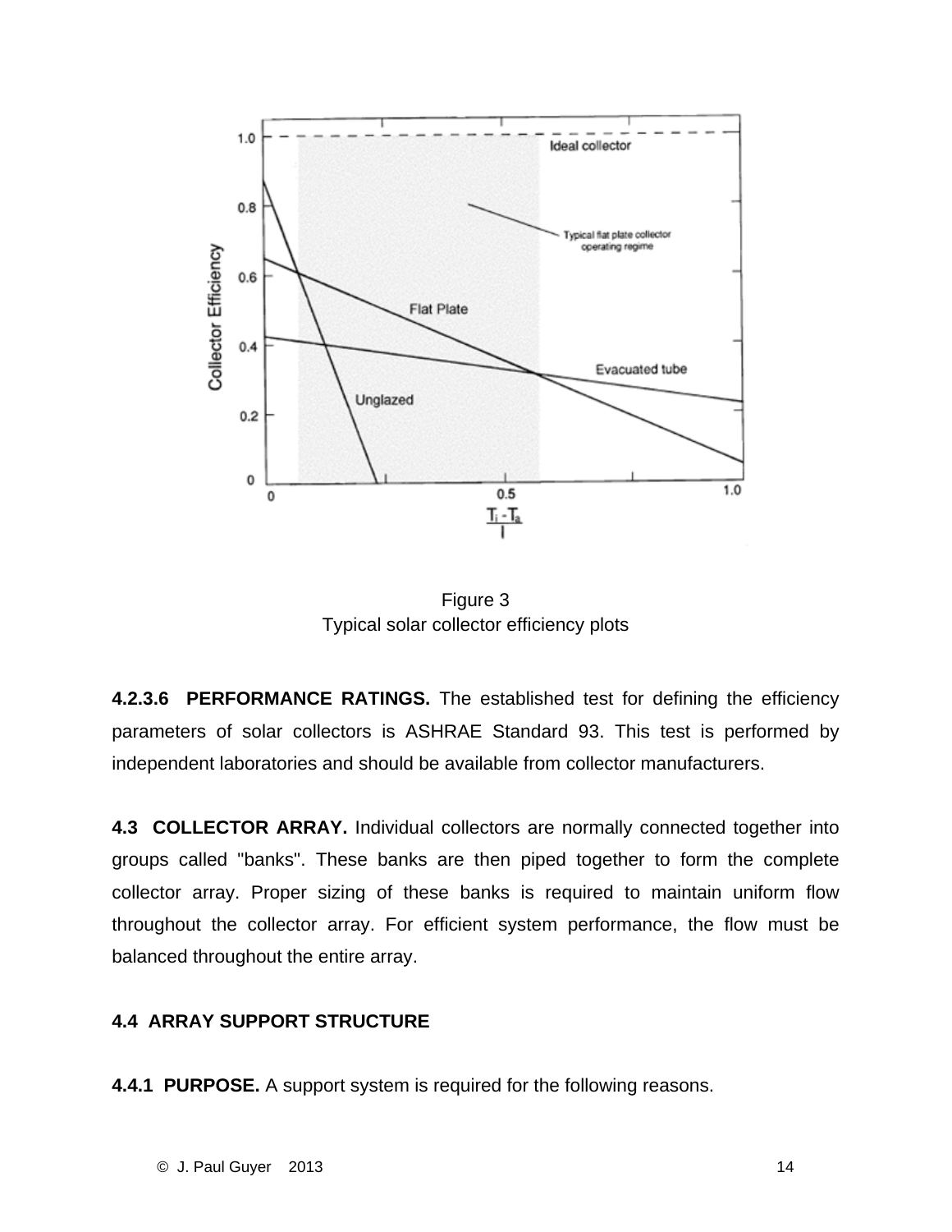1.0

0.8

0.6

0.4

0.2

0

Collector Efficiency

Ideal collector

Typical flat plate collector operating regime

Flat Plate

Evacuated tube

Unglazed

0

0.5

1.0

$\frac{T_i - T_a}{I}$

Figure 3
Typical solar collector efficiency plots

**4.2.3.6 PERFORMANCE RATINGS.** The established test for defining the efficiency parameters of solar collectors is ASHRAE Standard 93. This test is performed by independent laboratories and should be available from collector manufacturers.

**4.3 COLLECTOR ARRAY.** Individual collectors are normally connected together into groups called "banks". These banks are then piped together to form the complete collector array. Proper sizing of these banks is required to maintain uniform flow throughout the collector array. For efficient system performance, the flow must be balanced throughout the entire array.

**4.4 ARRAY SUPPORT STRUCTURE**

**4.4.1 PURPOSE.** A support system is required for the following reasons.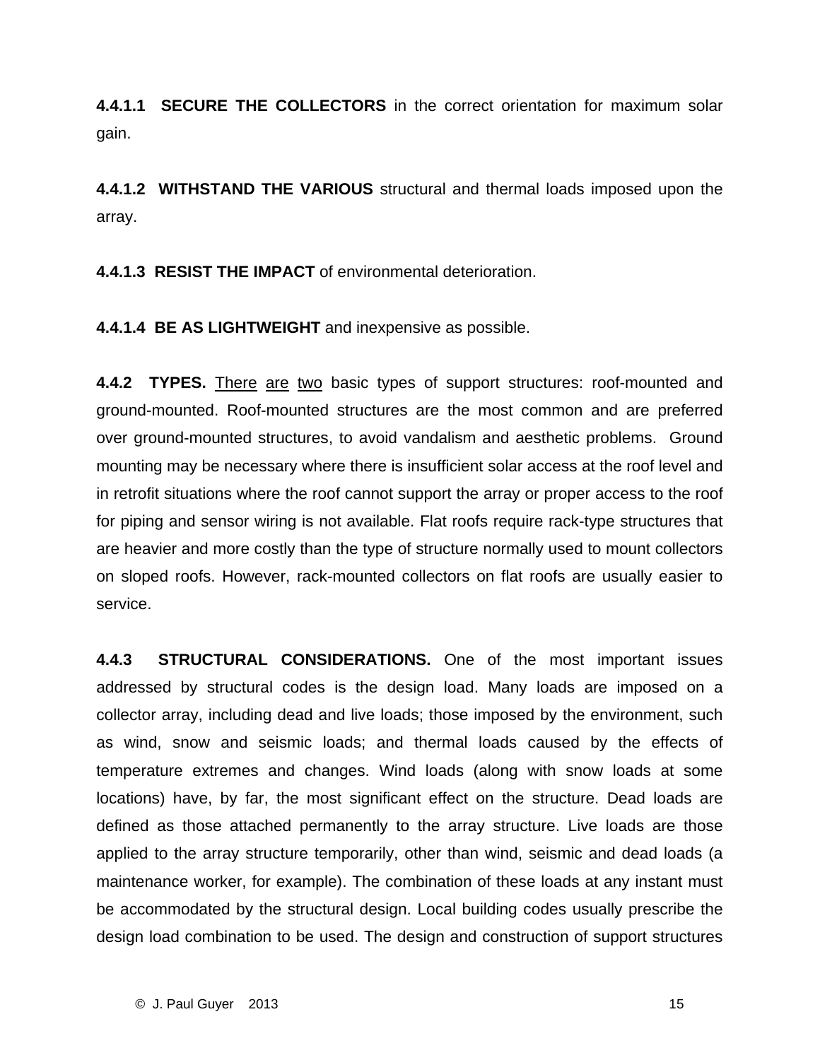**4.4.1.1 SECURE THE COLLECTORS** in the correct orientation for maximum solar gain.

**4.4.1.2 WITHSTAND THE VARIOUS** structural and thermal loads imposed upon the array.

**4.4.1.3 RESIST THE IMPACT** of environmental deterioration.

**4.4.1.4 BE AS LIGHTWEIGHT** and inexpensive as possible.

**4.4.2 TYPES.** There are two basic types of support structures: roof-mounted and ground-mounted. Roof-mounted structures are the most common and are preferred over ground-mounted structures, to avoid vandalism and aesthetic problems. Ground mounting may be necessary where there is insufficient solar access at the roof level and in retrofit situations where the roof cannot support the array or proper access to the roof for piping and sensor wiring is not available. Flat roofs require rack-type structures that are heavier and more costly than the type of structure normally used to mount collectors on sloped roofs. However, rack-mounted collectors on flat roofs are usually easier to service.

**4.4.3 STRUCTURAL CONSIDERATIONS.** One of the most important issues addressed by structural codes is the design load. Many loads are imposed on a collector array, including dead and live loads; those imposed by the environment, such as wind, snow and seismic loads; and thermal loads caused by the effects of temperature extremes and changes. Wind loads (along with snow loads at some locations) have, by far, the most significant effect on the structure. Dead loads are defined as those attached permanently to the array structure. Live loads are those applied to the array structure temporarily, other than wind, seismic and dead loads (a maintenance worker, for example). The combination of these loads at any instant must be accommodated by the structural design. Local building codes usually prescribe the design load combination to be used. The design and construction of support structures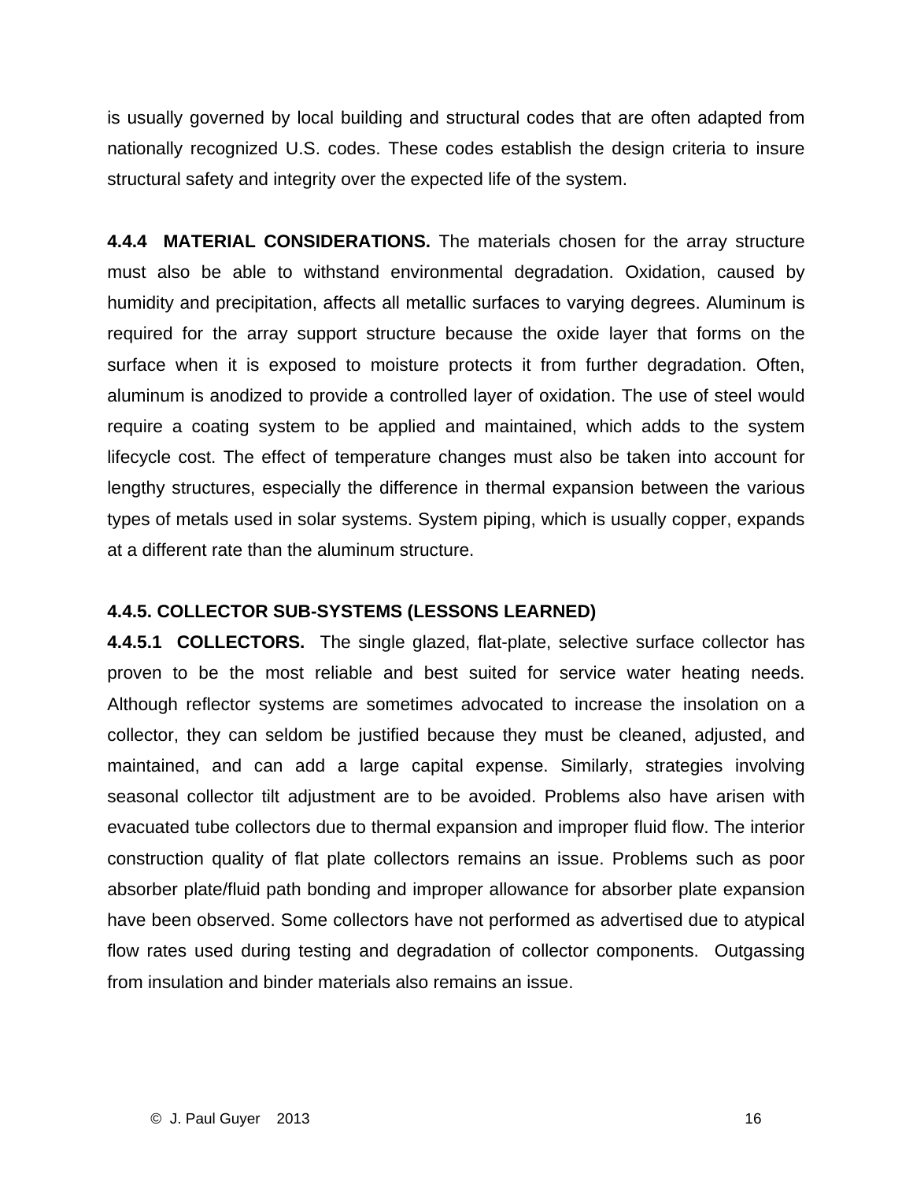is usually governed by local building and structural codes that are often adapted from nationally recognized U.S. codes. These codes establish the design criteria to insure structural safety and integrity over the expected life of the system.

**4.4.4 MATERIAL CONSIDERATIONS.** The materials chosen for the array structure must also be able to withstand environmental degradation. Oxidation, caused by humidity and precipitation, affects all metallic surfaces to varying degrees. Aluminum is required for the array support structure because the oxide layer that forms on the surface when it is exposed to moisture protects it from further degradation. Often, aluminum is anodized to provide a controlled layer of oxidation. The use of steel would require a coating system to be applied and maintained, which adds to the system lifecycle cost. The effect of temperature changes must also be taken into account for lengthy structures, especially the difference in thermal expansion between the various types of metals used in solar systems. System piping, which is usually copper, expands at a different rate than the aluminum structure.

**4.4.5. COLLECTOR SUB-SYSTEMS (LESSONS LEARNED)**

**4.4.5.1 COLLECTORS.** The single glazed, flat-plate, selective surface collector has proven to be the most reliable and best suited for service water heating needs. Although reflector systems are sometimes advocated to increase the insolation on a collector, they can seldom be justified because they must be cleaned, adjusted, and maintained, and can add a large capital expense. Similarly, strategies involving seasonal collector tilt adjustment are to be avoided. Problems also have arisen with evacuated tube collectors due to thermal expansion and improper fluid flow. The interior construction quality of flat plate collectors remains an issue. Problems such as poor absorber plate/fluid path bonding and improper allowance for absorber plate expansion have been observed. Some collectors have not performed as advertised due to atypical flow rates used during testing and degradation of collector components. Outgassing from insulation and binder materials also remains an issue.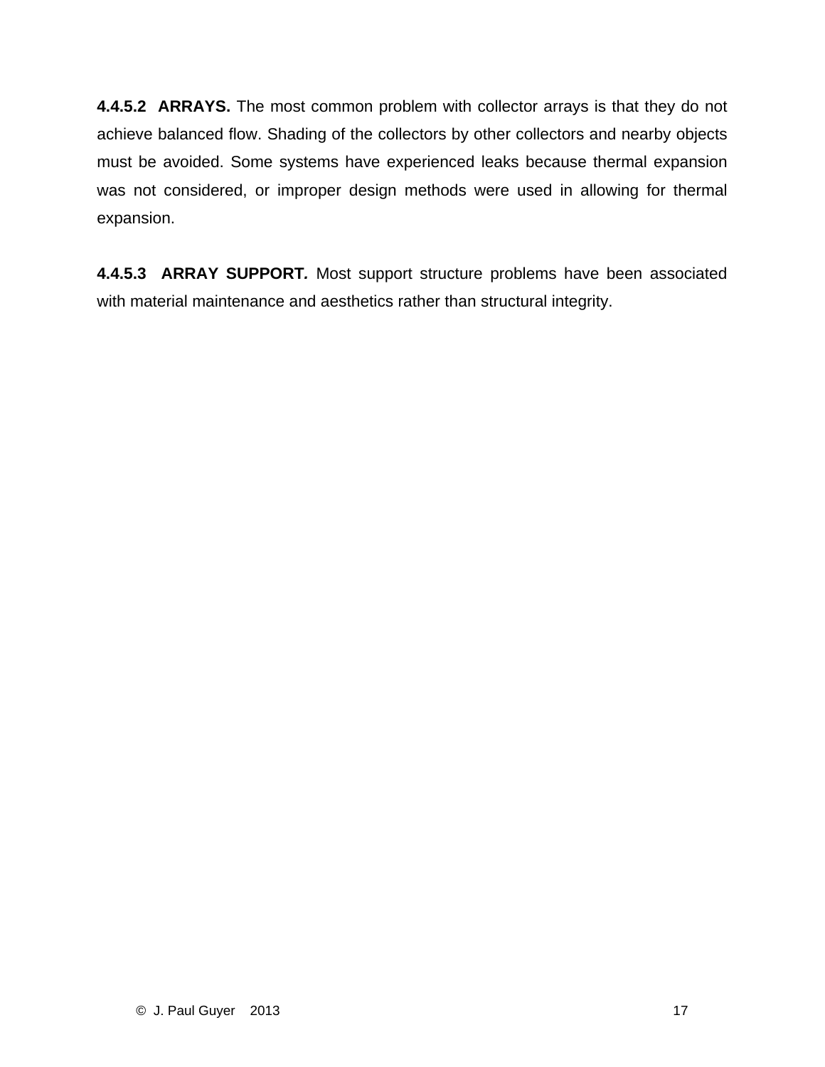**4.4.5.2 ARRAYS.** The most common problem with collector arrays is that they do not achieve balanced flow. Shading of the collectors by other collectors and nearby objects must be avoided. Some systems have experienced leaks because thermal expansion was not considered, or improper design methods were used in allowing for thermal expansion.

**4.4.5.3 ARRAY SUPPORT*.*** Most support structure problems have been associated with material maintenance and aesthetics rather than structural integrity.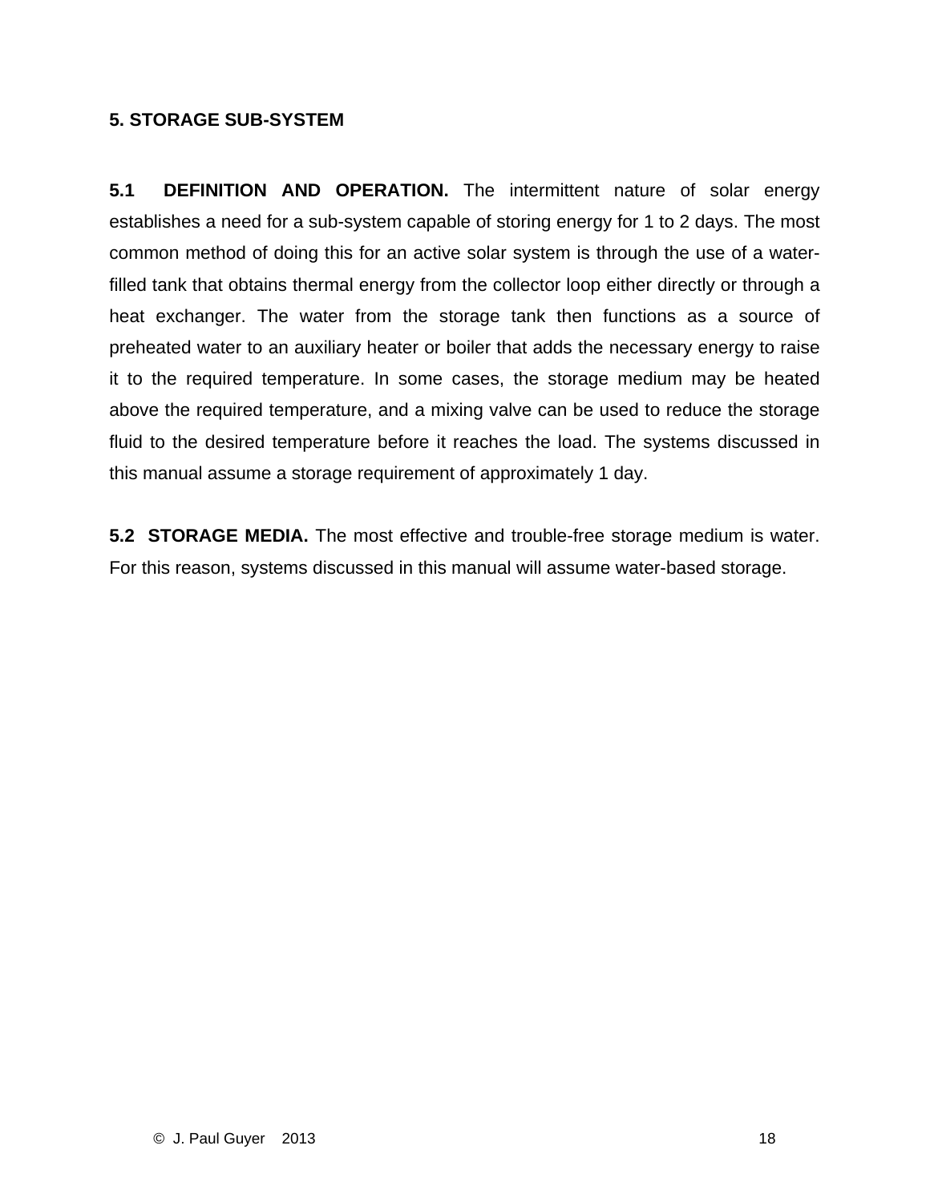## 5. STORAGE SUB-SYSTEM

**5.1 DEFINITION AND OPERATION.** The intermittent nature of solar energy establishes a need for a sub-system capable of storing energy for 1 to 2 days. The most common method of doing this for an active solar system is through the use of a water-filled tank that obtains thermal energy from the collector loop either directly or through a heat exchanger. The water from the storage tank then functions as a source of preheated water to an auxiliary heater or boiler that adds the necessary energy to raise it to the required temperature. In some cases, the storage medium may be heated above the required temperature, and a mixing valve can be used to reduce the storage fluid to the desired temperature before it reaches the load. The systems discussed in this manual assume a storage requirement of approximately 1 day.

**5.2 STORAGE MEDIA.** The most effective and trouble-free storage medium is water. For this reason, systems discussed in this manual will assume water-based storage.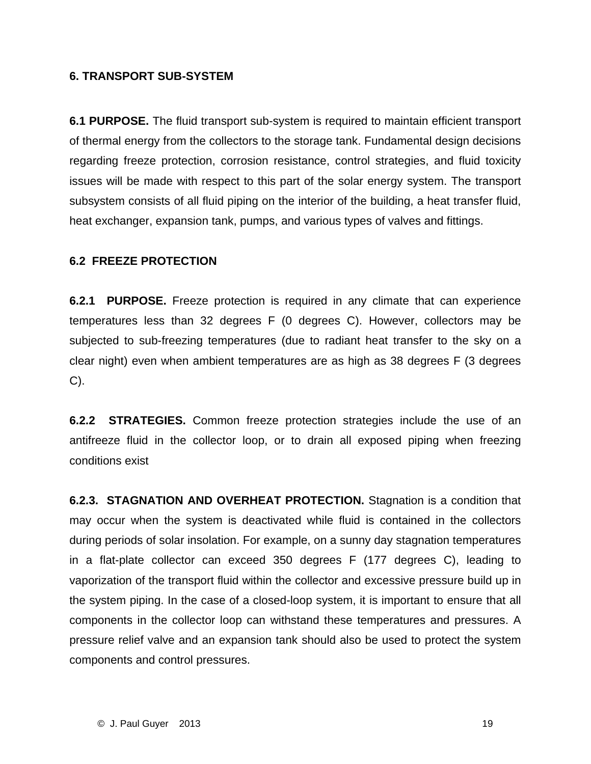## 6. TRANSPORT SUB-SYSTEM

**6.1 PURPOSE.** The fluid transport sub-system is required to maintain efficient transport of thermal energy from the collectors to the storage tank. Fundamental design decisions regarding freeze protection, corrosion resistance, control strategies, and fluid toxicity issues will be made with respect to this part of the solar energy system. The transport subsystem consists of all fluid piping on the interior of the building, a heat transfer fluid, heat exchanger, expansion tank, pumps, and various types of valves and fittings.

### 6.2 FREEZE PROTECTION

**6.2.1 PURPOSE.** Freeze protection is required in any climate that can experience temperatures less than 32 degrees F (0 degrees C). However, collectors may be subjected to sub-freezing temperatures (due to radiant heat transfer to the sky on a clear night) even when ambient temperatures are as high as 38 degrees F (3 degrees C).

**6.2.2 STRATEGIES.** Common freeze protection strategies include the use of an antifreeze fluid in the collector loop, or to drain all exposed piping when freezing conditions exist

**6.2.3. STAGNATION AND OVERHEAT PROTECTION.** Stagnation is a condition that may occur when the system is deactivated while fluid is contained in the collectors during periods of solar insolation. For example, on a sunny day stagnation temperatures in a flat-plate collector can exceed 350 degrees F (177 degrees C), leading to vaporization of the transport fluid within the collector and excessive pressure build up in the system piping. In the case of a closed-loop system, it is important to ensure that all components in the collector loop can withstand these temperatures and pressures. A pressure relief valve and an expansion tank should also be used to protect the system components and control pressures.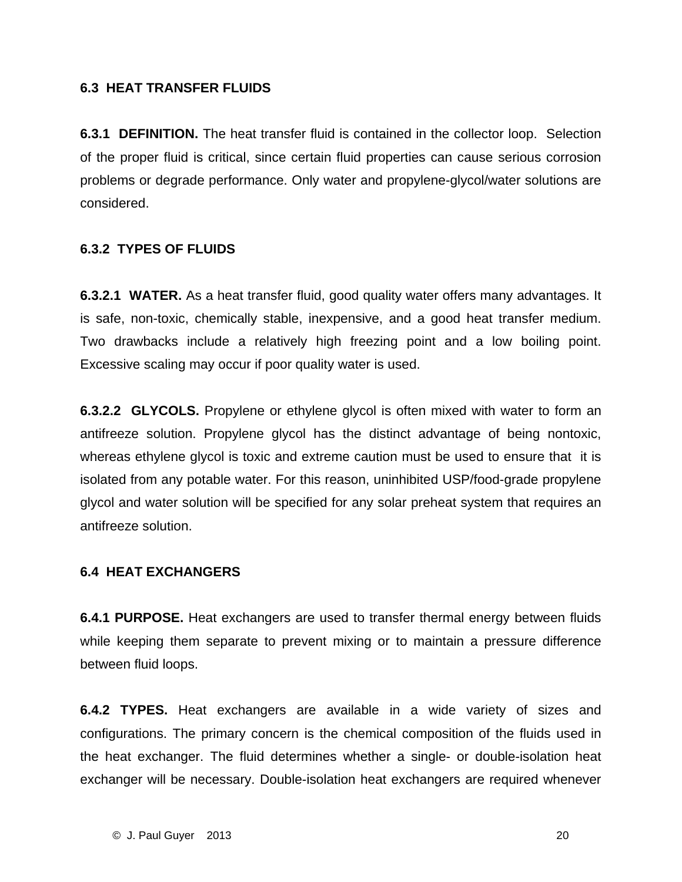## 6.3 HEAT TRANSFER FLUIDS

**6.3.1 DEFINITION.** The heat transfer fluid is contained in the collector loop. Selection of the proper fluid is critical, since certain fluid properties can cause serious corrosion problems or degrade performance. Only water and propylene-glycol/water solutions are considered.

### 6.3.2 TYPES OF FLUIDS

**6.3.2.1 WATER.** As a heat transfer fluid, good quality water offers many advantages. It is safe, non-toxic, chemically stable, inexpensive, and a good heat transfer medium. Two drawbacks include a relatively high freezing point and a low boiling point. Excessive scaling may occur if poor quality water is used.

**6.3.2.2 GLYCOLS.** Propylene or ethylene glycol is often mixed with water to form an antifreeze solution. Propylene glycol has the distinct advantage of being nontoxic, whereas ethylene glycol is toxic and extreme caution must be used to ensure that it is isolated from any potable water. For this reason, uninhibited USP/food-grade propylene glycol and water solution will be specified for any solar preheat system that requires an antifreeze solution.

## 6.4 HEAT EXCHANGERS

**6.4.1 PURPOSE.** Heat exchangers are used to transfer thermal energy between fluids while keeping them separate to prevent mixing or to maintain a pressure difference between fluid loops.

**6.4.2 TYPES.** Heat exchangers are available in a wide variety of sizes and configurations. The primary concern is the chemical composition of the fluids used in the heat exchanger. The fluid determines whether a single- or double-isolation heat exchanger will be necessary. Double-isolation heat exchangers are required whenever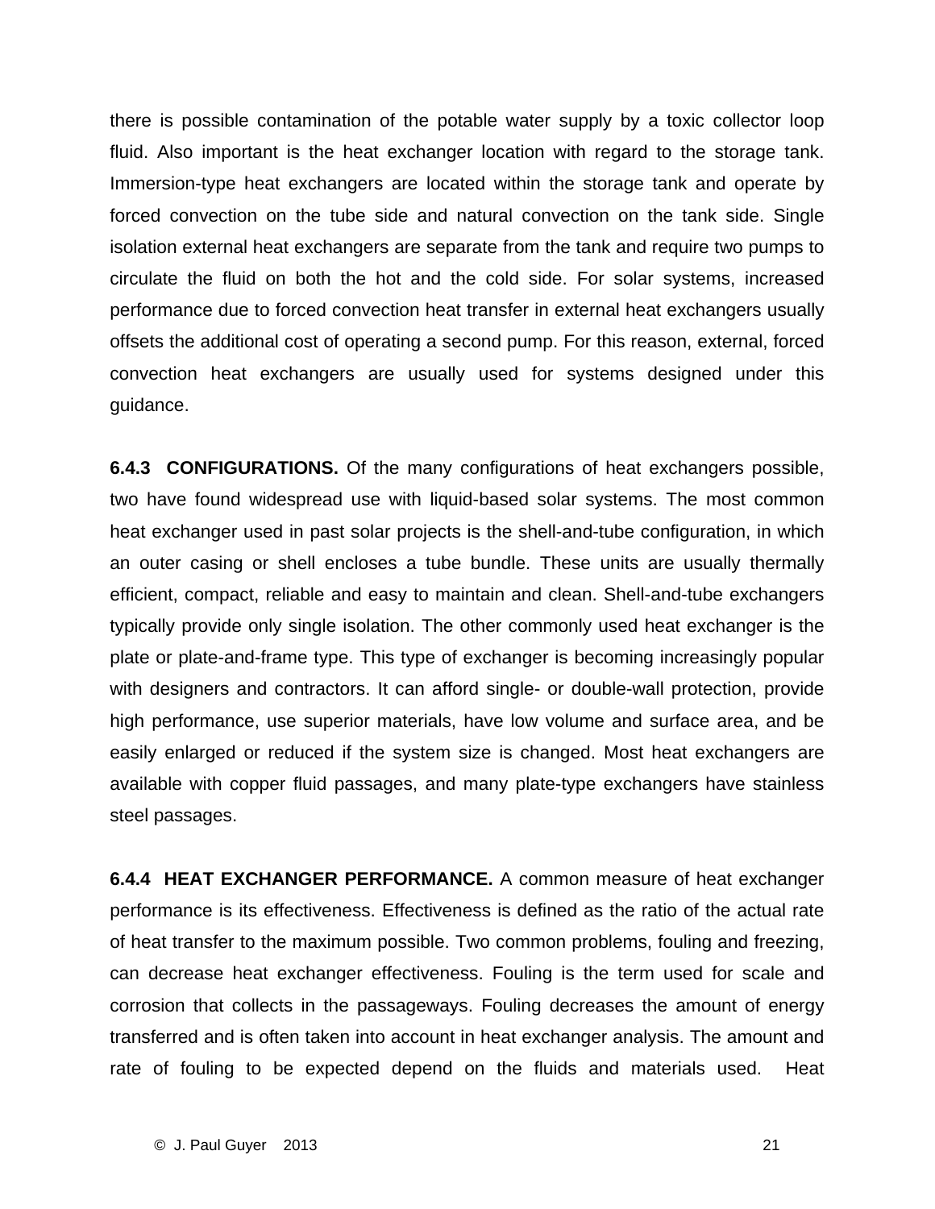there is possible contamination of the potable water supply by a toxic collector loop fluid. Also important is the heat exchanger location with regard to the storage tank. Immersion-type heat exchangers are located within the storage tank and operate by forced convection on the tube side and natural convection on the tank side. Single isolation external heat exchangers are separate from the tank and require two pumps to circulate the fluid on both the hot and the cold side. For solar systems, increased performance due to forced convection heat transfer in external heat exchangers usually offsets the additional cost of operating a second pump. For this reason, external, forced convection heat exchangers are usually used for systems designed under this guidance.

**6.4.3 CONFIGURATIONS.** Of the many configurations of heat exchangers possible, two have found widespread use with liquid-based solar systems. The most common heat exchanger used in past solar projects is the shell-and-tube configuration, in which an outer casing or shell encloses a tube bundle. These units are usually thermally efficient, compact, reliable and easy to maintain and clean. Shell-and-tube exchangers typically provide only single isolation. The other commonly used heat exchanger is the plate or plate-and-frame type. This type of exchanger is becoming increasingly popular with designers and contractors. It can afford single- or double-wall protection, provide high performance, use superior materials, have low volume and surface area, and be easily enlarged or reduced if the system size is changed. Most heat exchangers are available with copper fluid passages, and many plate-type exchangers have stainless steel passages.

**6.4.4 HEAT EXCHANGER PERFORMANCE.** A common measure of heat exchanger performance is its effectiveness. Effectiveness is defined as the ratio of the actual rate of heat transfer to the maximum possible. Two common problems, fouling and freezing, can decrease heat exchanger effectiveness. Fouling is the term used for scale and corrosion that collects in the passageways. Fouling decreases the amount of energy transferred and is often taken into account in heat exchanger analysis. The amount and rate of fouling to be expected depend on the fluids and materials used. Heat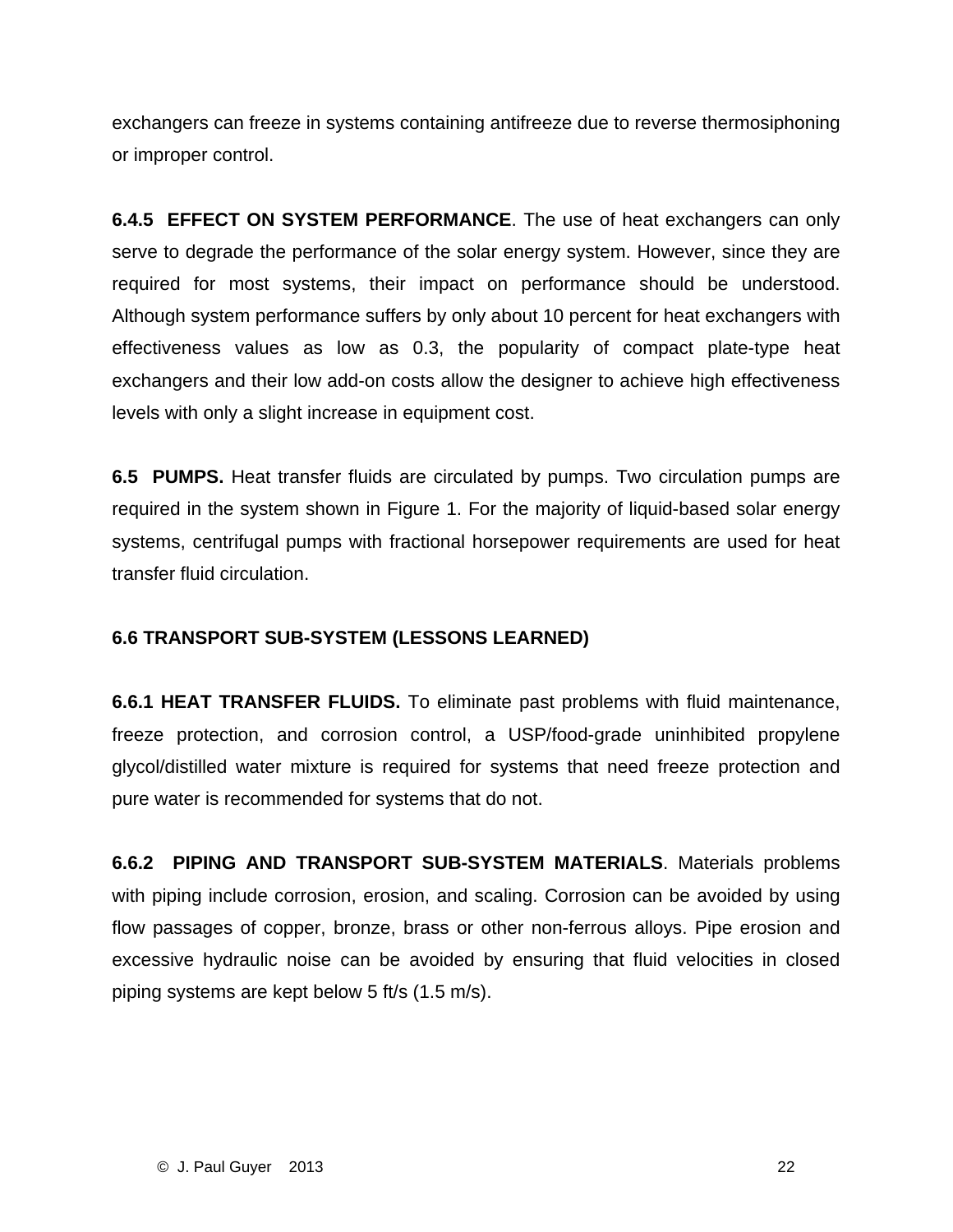exchangers can freeze in systems containing antifreeze due to reverse thermosiphoning or improper control.

**6.4.5 EFFECT ON SYSTEM PERFORMANCE**. The use of heat exchangers can only serve to degrade the performance of the solar energy system. However, since they are required for most systems, their impact on performance should be understood. Although system performance suffers by only about 10 percent for heat exchangers with effectiveness values as low as 0.3, the popularity of compact plate-type heat exchangers and their low add-on costs allow the designer to achieve high effectiveness levels with only a slight increase in equipment cost.

**6.5 PUMPS.** Heat transfer fluids are circulated by pumps. Two circulation pumps are required in the system shown in Figure 1. For the majority of liquid-based solar energy systems, centrifugal pumps with fractional horsepower requirements are used for heat transfer fluid circulation.

**6.6 TRANSPORT SUB-SYSTEM (LESSONS LEARNED)**

**6.6.1 HEAT TRANSFER FLUIDS.** To eliminate past problems with fluid maintenance, freeze protection, and corrosion control, a USP/food-grade uninhibited propylene glycol/distilled water mixture is required for systems that need freeze protection and pure water is recommended for systems that do not.

**6.6.2 PIPING AND TRANSPORT SUB-SYSTEM MATERIALS**. Materials problems with piping include corrosion, erosion, and scaling. Corrosion can be avoided by using flow passages of copper, bronze, brass or other non-ferrous alloys. Pipe erosion and excessive hydraulic noise can be avoided by ensuring that fluid velocities in closed piping systems are kept below 5 ft/s (1.5 m/s).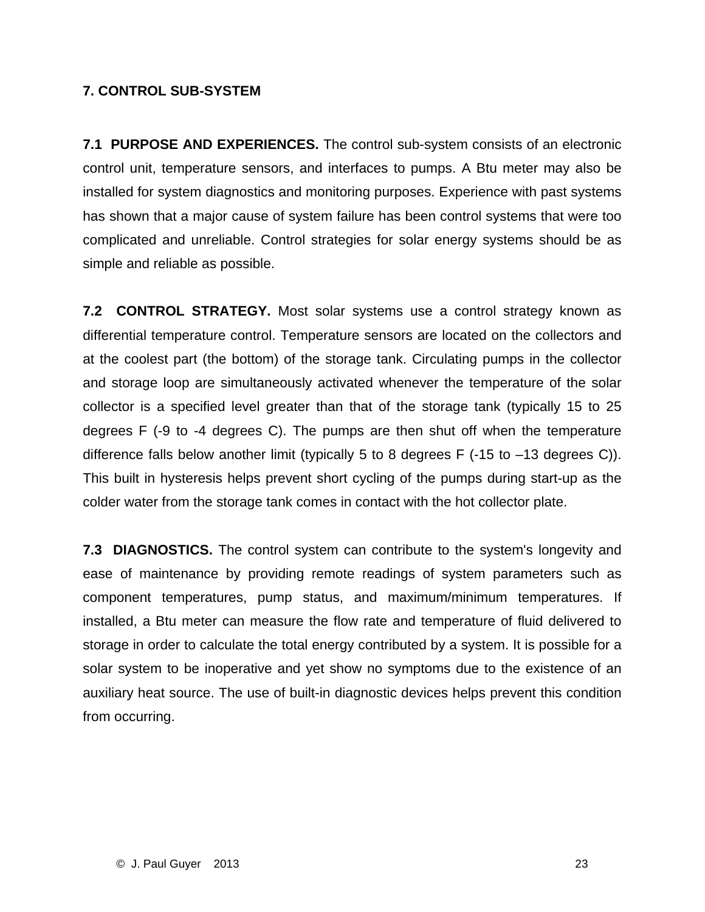## 7. CONTROL SUB-SYSTEM

**7.1 PURPOSE AND EXPERIENCES.** The control sub-system consists of an electronic control unit, temperature sensors, and interfaces to pumps. A Btu meter may also be installed for system diagnostics and monitoring purposes. Experience with past systems has shown that a major cause of system failure has been control systems that were too complicated and unreliable. Control strategies for solar energy systems should be as simple and reliable as possible.

**7.2 CONTROL STRATEGY.** Most solar systems use a control strategy known as differential temperature control. Temperature sensors are located on the collectors and at the coolest part (the bottom) of the storage tank. Circulating pumps in the collector and storage loop are simultaneously activated whenever the temperature of the solar collector is a specified level greater than that of the storage tank (typically 15 to 25 degrees F (-9 to -4 degrees C). The pumps are then shut off when the temperature difference falls below another limit (typically 5 to 8 degrees F (-15 to –13 degrees C)). This built in hysteresis helps prevent short cycling of the pumps during start-up as the colder water from the storage tank comes in contact with the hot collector plate.

**7.3 DIAGNOSTICS.** The control system can contribute to the system's longevity and ease of maintenance by providing remote readings of system parameters such as component temperatures, pump status, and maximum/minimum temperatures. If installed, a Btu meter can measure the flow rate and temperature of fluid delivered to storage in order to calculate the total energy contributed by a system. It is possible for a solar system to be inoperative and yet show no symptoms due to the existence of an auxiliary heat source. The use of built-in diagnostic devices helps prevent this condition from occurring.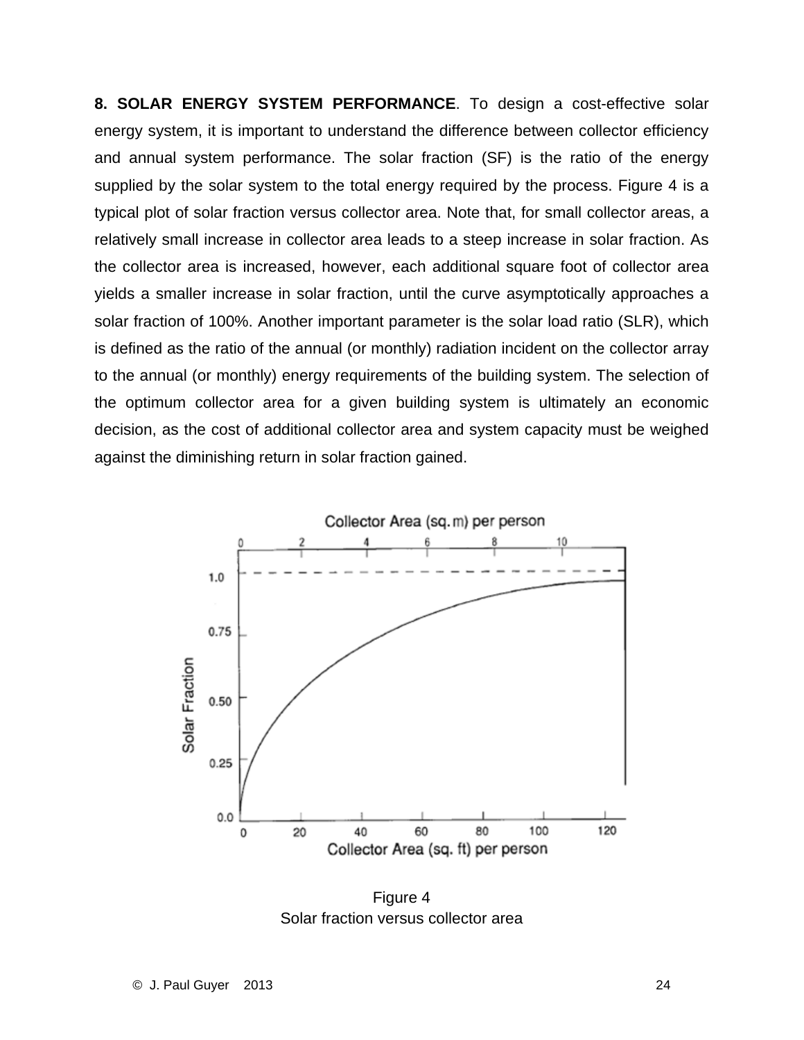**8. SOLAR ENERGY SYSTEM PERFORMANCE**. To design a cost-effective solar energy system, it is important to understand the difference between collector efficiency and annual system performance. The solar fraction (SF) is the ratio of the energy supplied by the solar system to the total energy required by the process. Figure 4 is a typical plot of solar fraction versus collector area. Note that, for small collector areas, a relatively small increase in collector area leads to a steep increase in solar fraction. As the collector area is increased, however, each additional square foot of collector area yields a smaller increase in solar fraction, until the curve asymptotically approaches a solar fraction of 100%. Another important parameter is the solar load ratio (SLR), which is defined as the ratio of the annual (or monthly) radiation incident on the collector array to the annual (or monthly) energy requirements of the building system. The selection of the optimum collector area for a given building system is ultimately an economic decision, as the cost of additional collector area and system capacity must be weighed against the diminishing return in solar fraction gained.

Collector Area (sq. m) per person

0 2 4 6 8 10

Solar Fraction

1.0

0.75

0.50

0.25

0.0

0 20 40 60 80 100 120

Collector Area (sq. ft) per person

Figure 4

Solar fraction versus collector area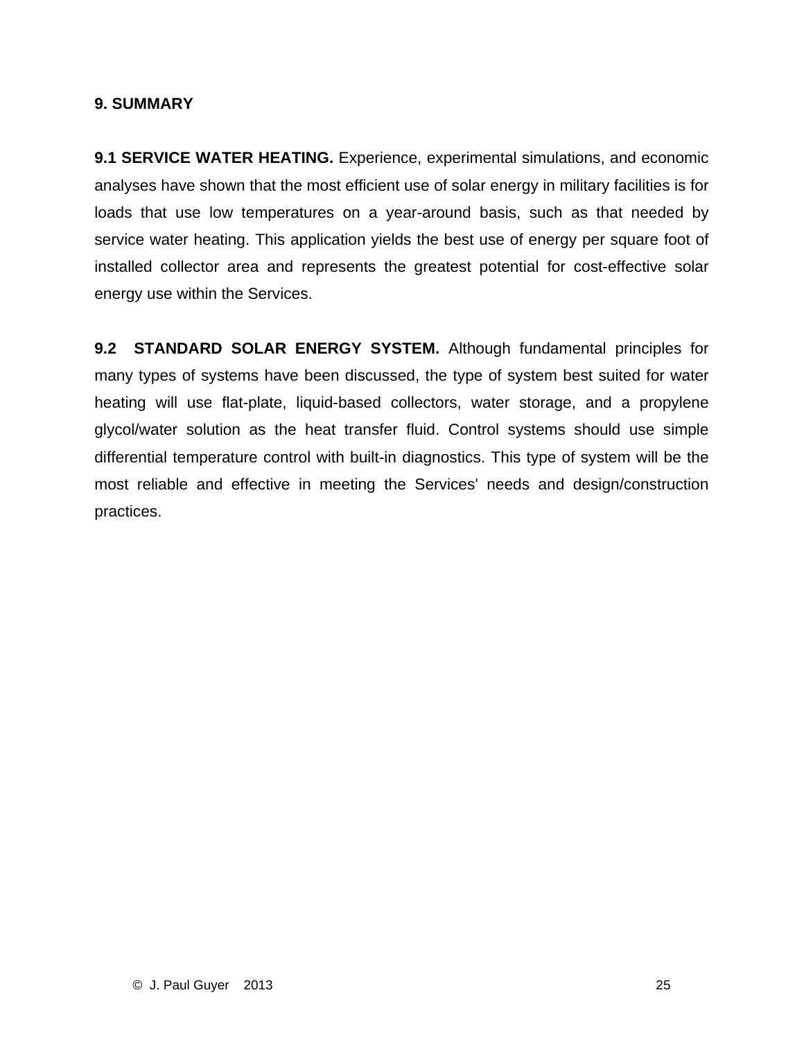## 9. SUMMARY

**9.1 SERVICE WATER HEATING.** Experience, experimental simulations, and economic analyses have shown that the most efficient use of solar energy in military facilities is for loads that use low temperatures on a year-around basis, such as that needed by service water heating. This application yields the best use of energy per square foot of installed collector area and represents the greatest potential for cost-effective solar energy use within the Services.

**9.2 STANDARD SOLAR ENERGY SYSTEM.** Although fundamental principles for many types of systems have been discussed, the type of system best suited for water heating will use flat-plate, liquid-based collectors, water storage, and a propylene glycol/water solution as the heat transfer fluid. Control systems should use simple differential temperature control with built-in diagnostics. This type of system will be the most reliable and effective in meeting the Services' needs and design/construction practices.